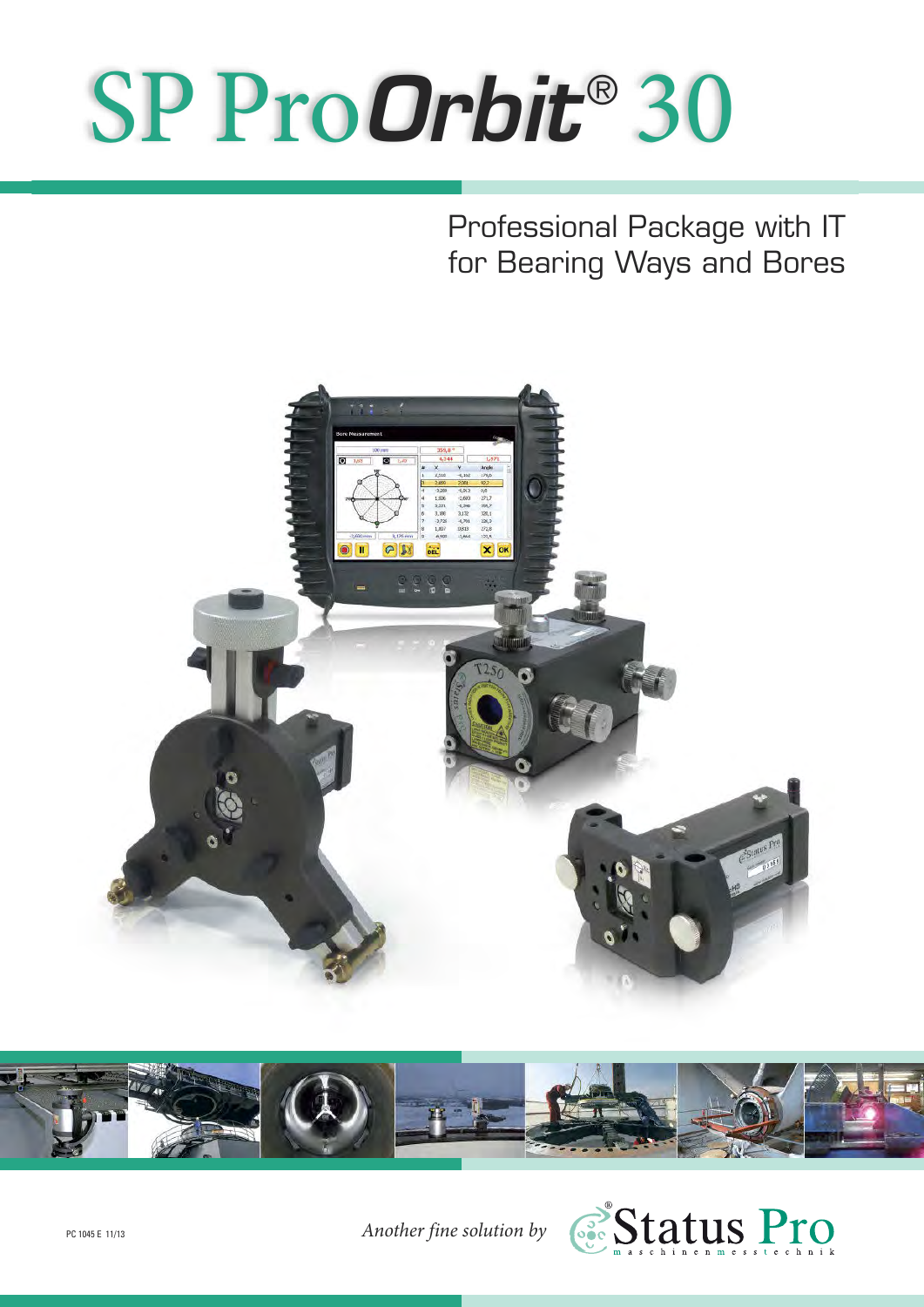# SP Pro*Orbit*® 30

## Professional Package with IT for Bearing Ways and Bores

PC 1045 E 11/13

*Another fine solution by* Status Pro maschinenmesstechnik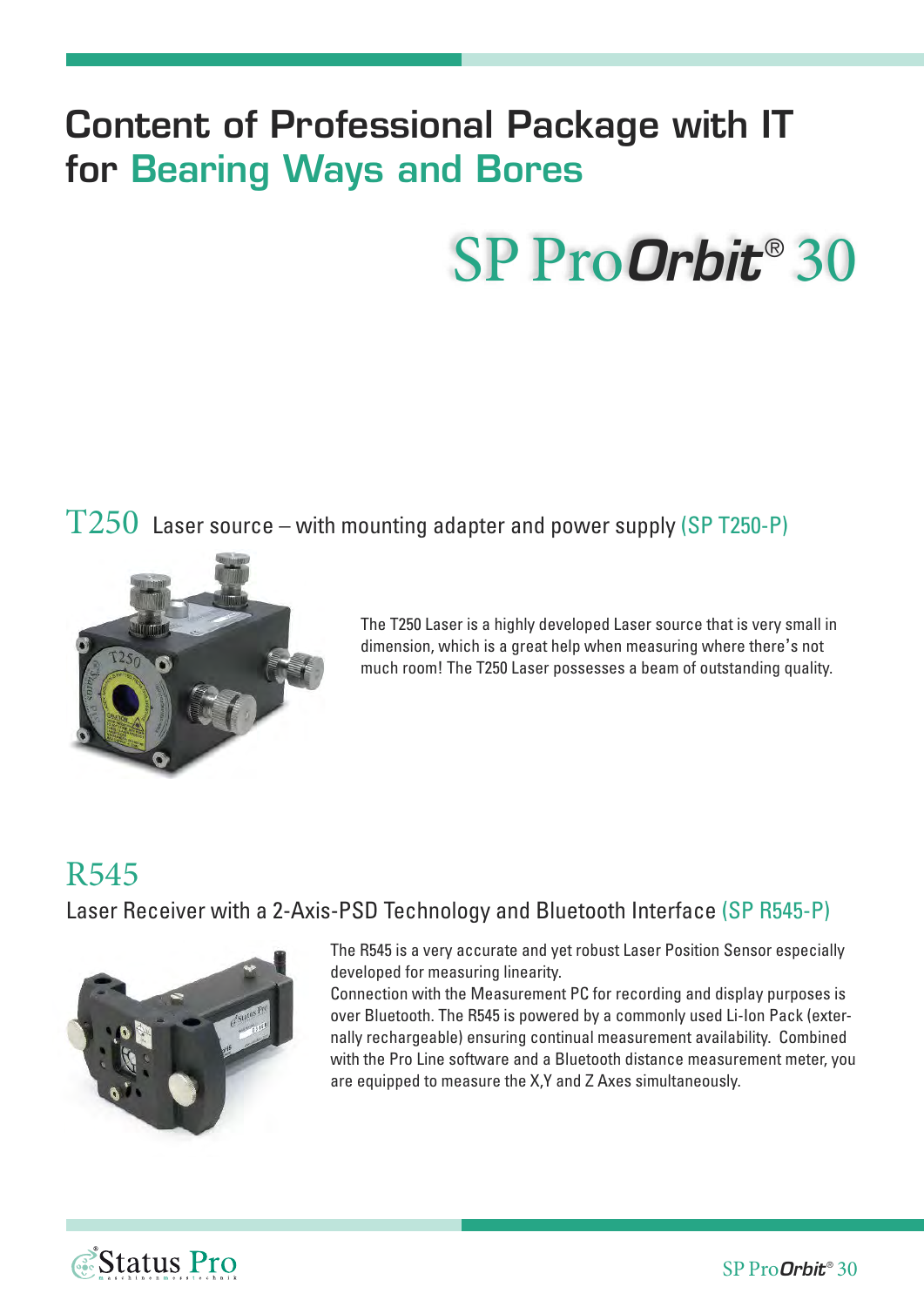# Content of Professional Package with IT for Bearing Ways and Bores

## SP Pro*Orbit*® 30

### T250 Laser source – with mounting adapter and power supply (SP T250-P)

The T250 Laser is a highly developed Laser source that is very small in dimension, which is a great help when measuring where there's not much room! The T250 Laser possesses a beam of outstanding quality.

### R545

Laser Receiver with a 2-Axis-PSD Technology and Bluetooth Interface (SP R545-P)

The R545 is a very accurate and yet robust Laser Position Sensor especially developed for measuring linearity.
Connection with the Measurement PC for recording and display purposes is over Bluetooth. The R545 is powered by a commonly used Li-Ion Pack (externally rechargeable) ensuring continual measurement availability. Combined with the Pro Line software and a Bluetooth distance measurement meter, you are equipped to measure the X,Y and Z Axes simultaneously.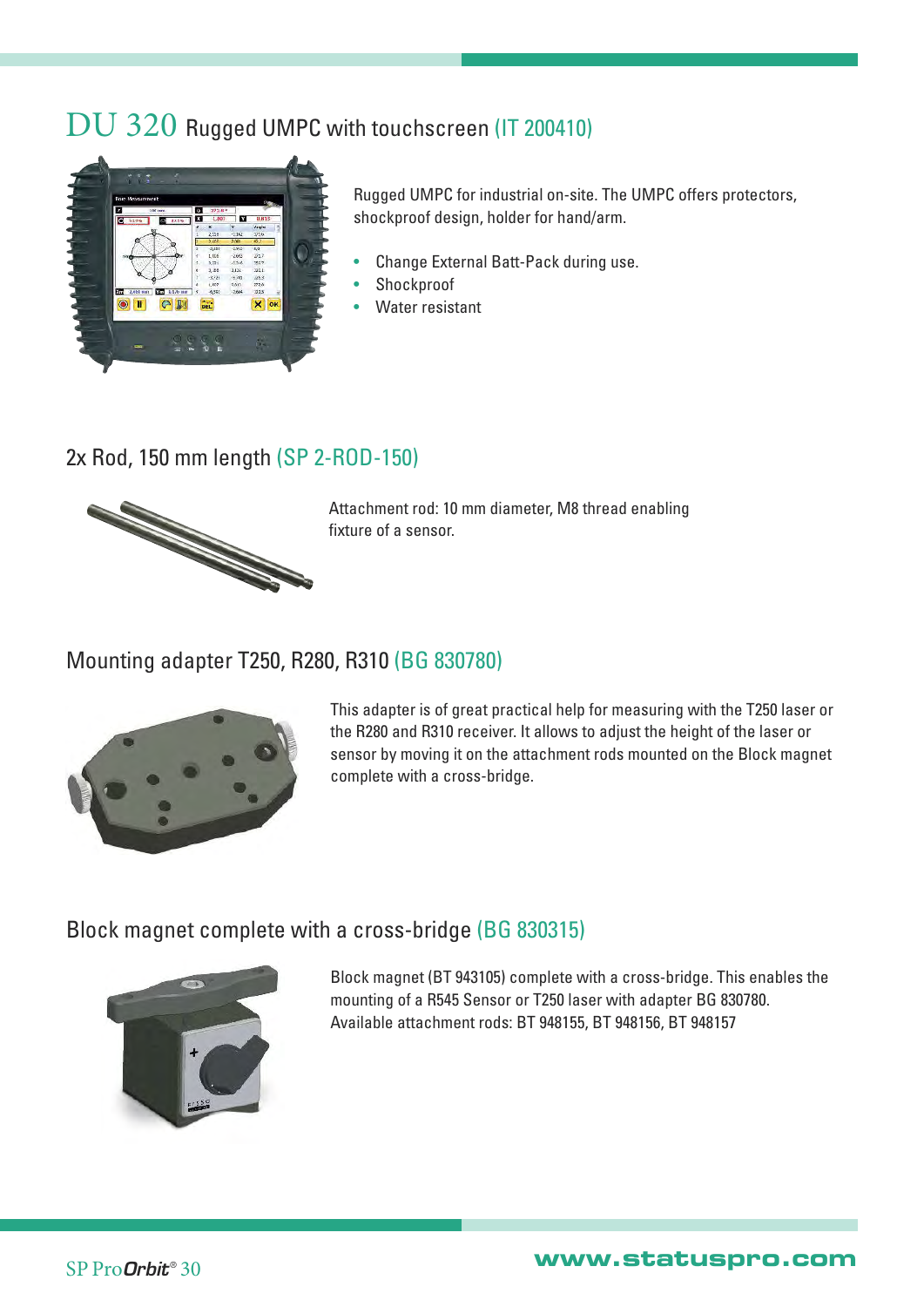# DU 320 Rugged UMPC with touchscreen (IT 200410)

Rugged UMPC for industrial on-site. The UMPC offers protectors, shockproof design, holder for hand/arm.

- Change External Batt-Pack during use.
- Shockproof
- Water resistant

## 2x Rod, 150 mm length (SP 2-ROD-150)

Attachment rod: 10 mm diameter, M8 thread enabling fixture of a sensor.

## Mounting adapter T250, R280, R310 (BG 830780)

This adapter is of great practical help for measuring with the T250 laser or the R280 and R310 receiver. It allows to adjust the height of the laser or sensor by moving it on the attachment rods mounted on the Block magnet complete with a cross-bridge.

## Block magnet complete with a cross-bridge (BG 830315)

Block magnet (BT 943105) complete with a cross-bridge. This enables the mounting of a R545 Sensor or T250 laser with adapter BG 830780. Available attachment rods: BT 948155, BT 948156, BT 948157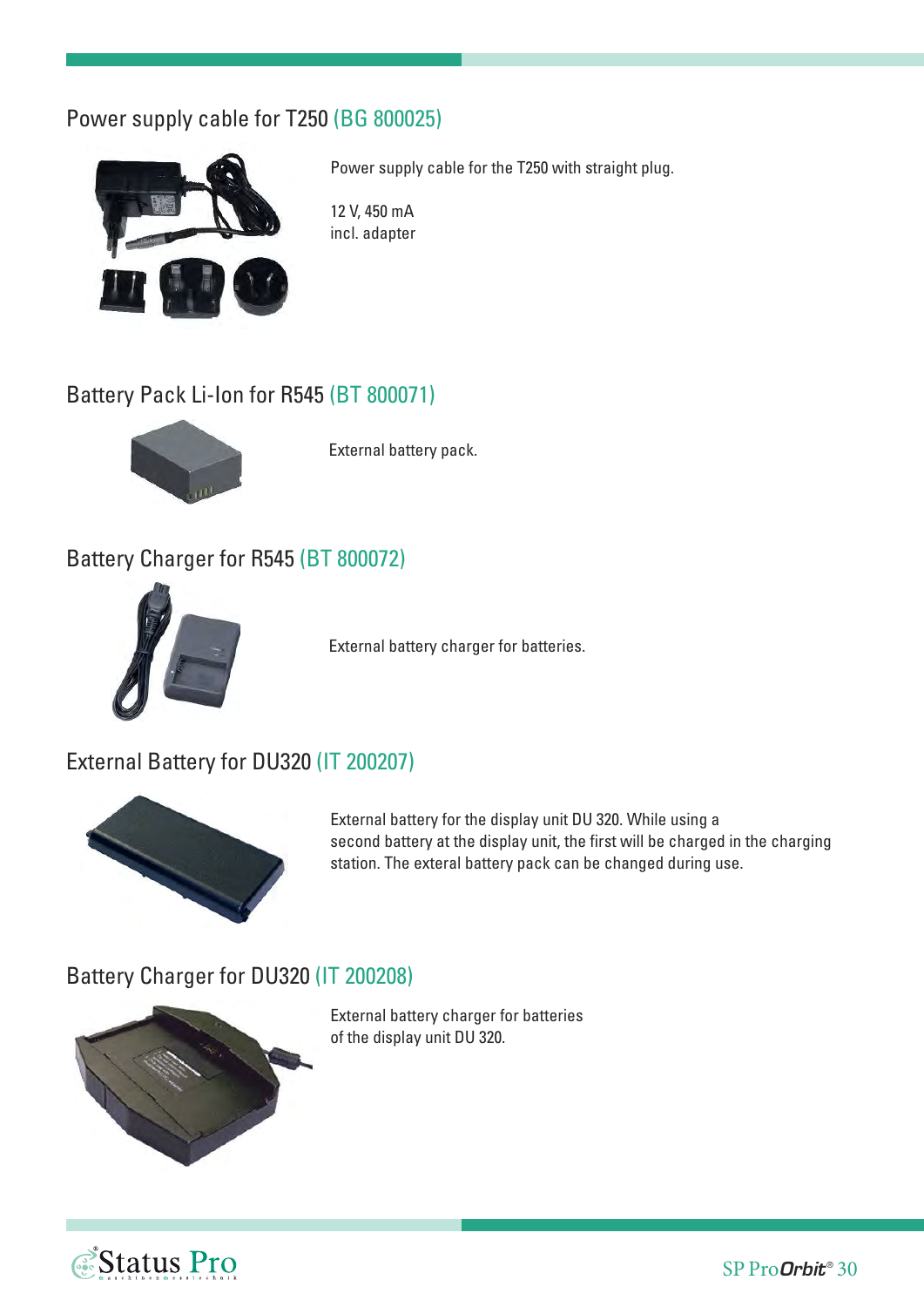## Power supply cable for T250 (BG 800025)

Power supply cable for the T250 with straight plug.

12 V, 450 mA
incl. adapter

## Battery Pack Li-Ion for R545 (BT 800071)

External battery pack.

## Battery Charger for R545 (BT 800072)

External battery charger for batteries.

## External Battery for DU320 (IT 200207)

External battery for the display unit DU 320. While using a second battery at the display unit, the first will be charged in the charging station. The exteral battery pack can be changed during use.

## Battery Charger for DU320 (IT 200208)

External battery charger for batteries of the display unit DU 320.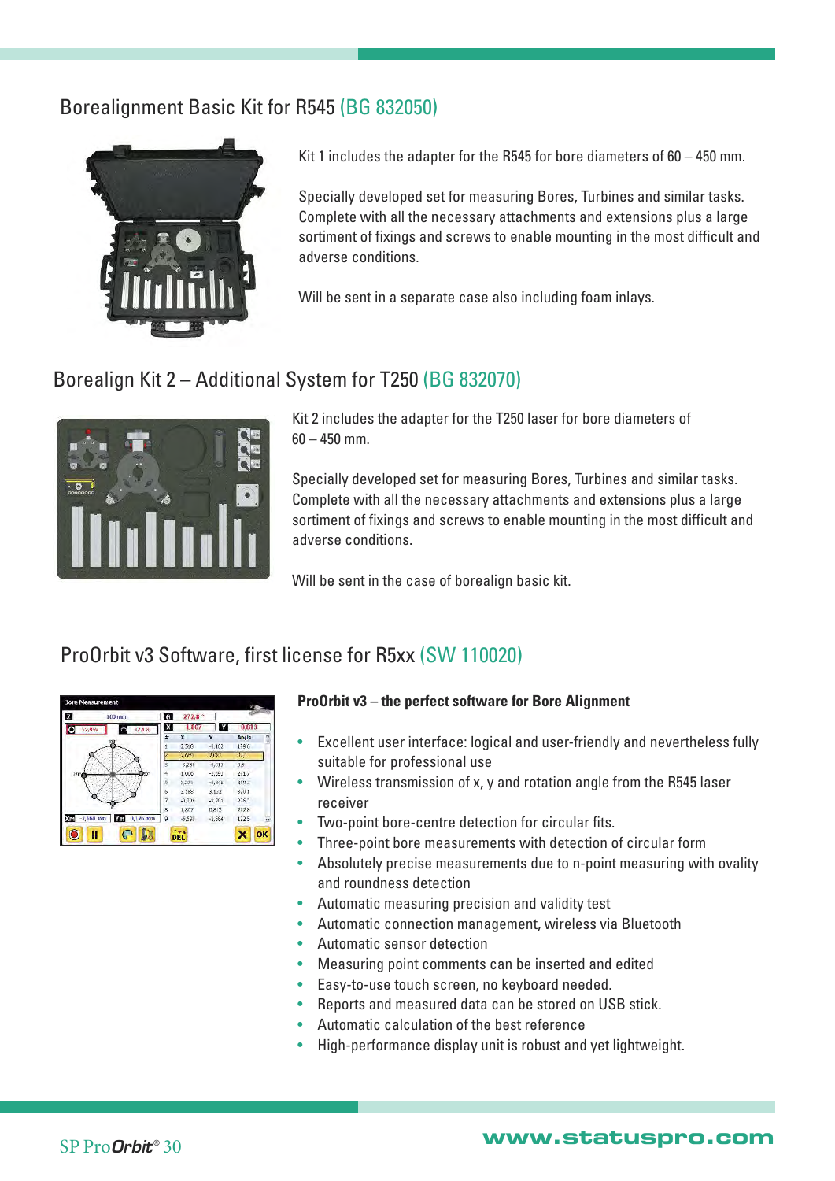## Borealignment Basic Kit for R545 (BG 832050)

Kit 1 includes the adapter for the R545 for bore diameters of 60 – 450 mm.

Specially developed set for measuring Bores, Turbines and similar tasks. Complete with all the necessary attachments and extensions plus a large sortiment of fixings and screws to enable mounting in the most difficult and adverse conditions.

Will be sent in a separate case also including foam inlays.

## Borealign Kit 2 – Additional System for T250 (BG 832070)

Kit 2 includes the adapter for the T250 laser for bore diameters of 60 – 450 mm.

Specially developed set for measuring Bores, Turbines and similar tasks. Complete with all the necessary attachments and extensions plus a large sortiment of fixings and screws to enable mounting in the most difficult and adverse conditions.

Will be sent in the case of borealign basic kit.

## ProOrbit v3 Software, first license for R5xx (SW 110020)

**ProOrbit v3 – the perfect software for Bore Alignment**

- Excellent user interface: logical and user-friendly and nevertheless fully suitable for professional use
- Wireless transmission of x, y and rotation angle from the R545 laser receiver
- Two-point bore-centre detection for circular fits.
- Three-point bore measurements with detection of circular form
- Absolutely precise measurements due to n-point measuring with ovality and roundness detection
- Automatic measuring precision and validity test
- Automatic connection management, wireless via Bluetooth
- Automatic sensor detection
- Measuring point comments can be inserted and edited
- Easy-to-use touch screen, no keyboard needed.
- Reports and measured data can be stored on USB stick.
- Automatic calculation of the best reference
- High-performance display unit is robust and yet lightweight.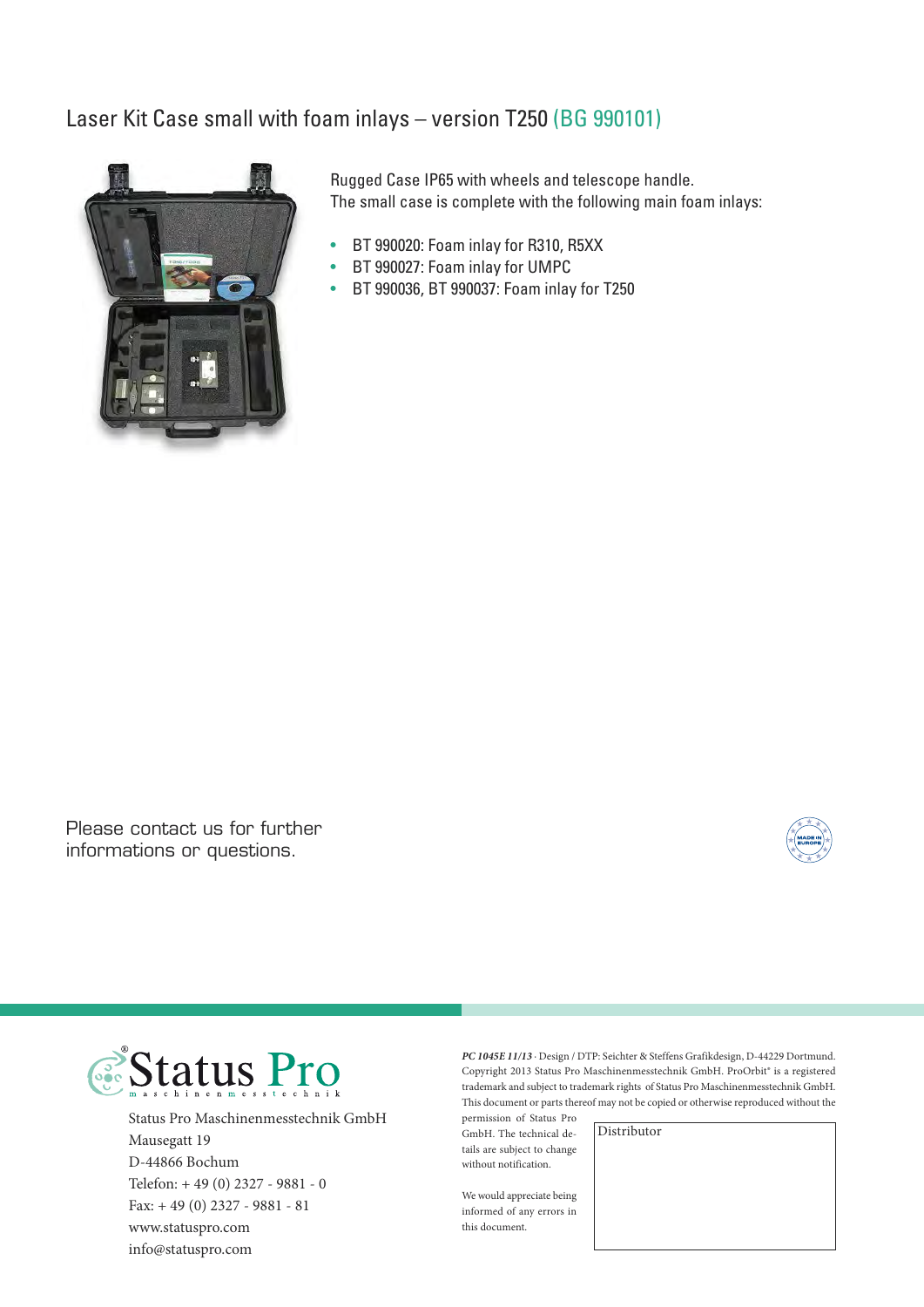## Laser Kit Case small with foam inlays – version T250 (BG 990101)

Rugged Case IP65 with wheels and telescope handle.
The small case is complete with the following main foam inlays:

- BT 990020: Foam inlay for R310, R5XX
- BT 990027: Foam inlay for UMPC
- BT 990036, BT 990037: Foam inlay for T250

Please contact us for further informations or questions.

Status Pro maschinenmesstechnik

Status Pro Maschinenmesstechnik GmbH
Mausegatt 19
D-44866 Bochum
Telefon: + 49 (0) 2327 - 9881 - 0
Fax: + 49 (0) 2327 - 9881 - 81
www.statuspro.com
info@statuspro.com

***PC 1045E 11/13*** · Design / DTP: Seichter & Steffens Grafikdesign, D-44229 Dortmund. Copyright 2013 Status Pro Maschinenmesstechnik GmbH. ProOrbit® is a registered trademark and subject to trademark rights of Status Pro Maschinenmesstechnik GmbH. This document or parts thereof may not be copied or otherwise reproduced without the permission of Status Pro GmbH. The technical details are subject to change without notification.

We would appreciate being informed of any errors in this document.

Distributor